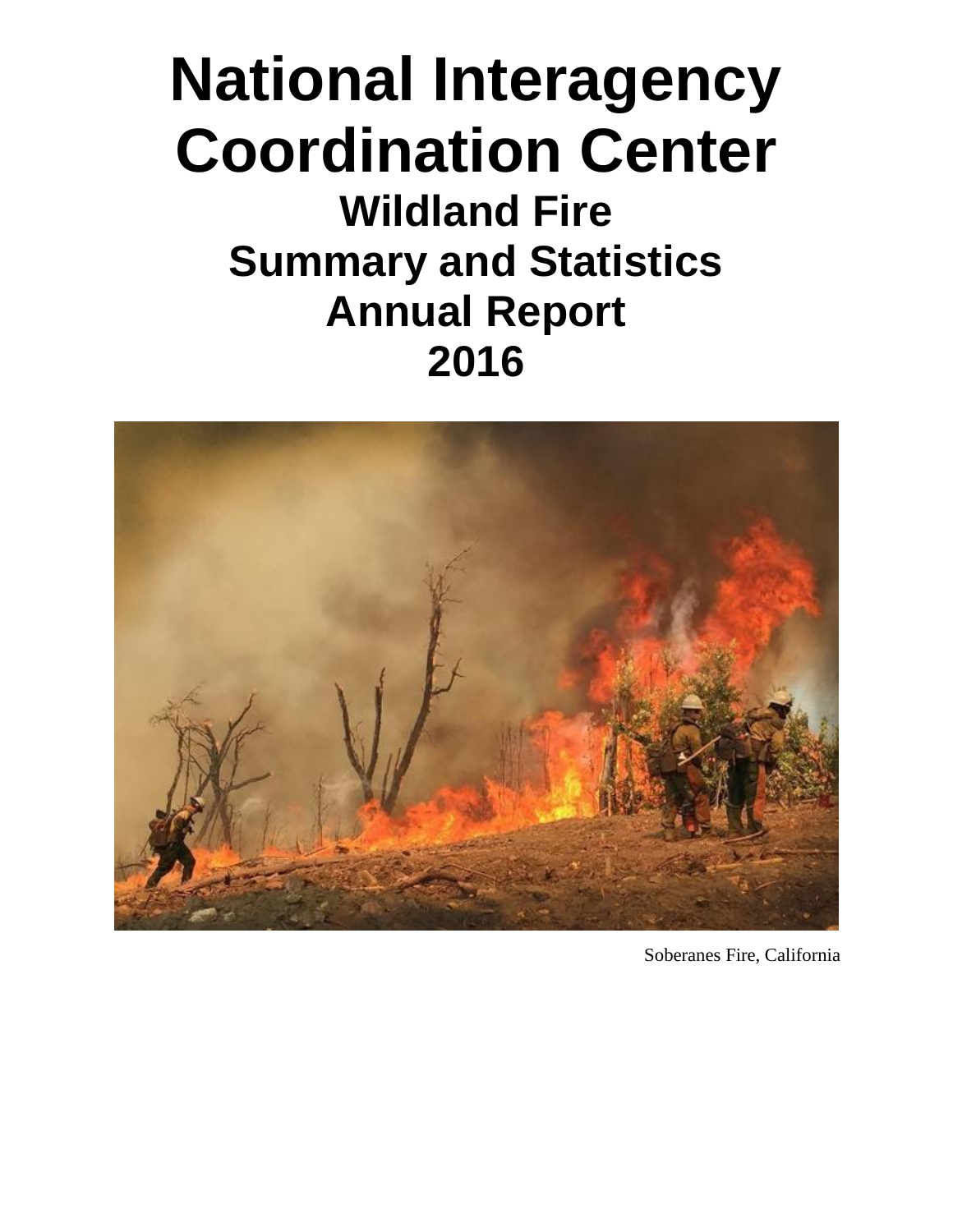# National Interagency Coordination Center

## Wildland Fire Summary and Statistics Annual Report 2016

Soberanes Fire, California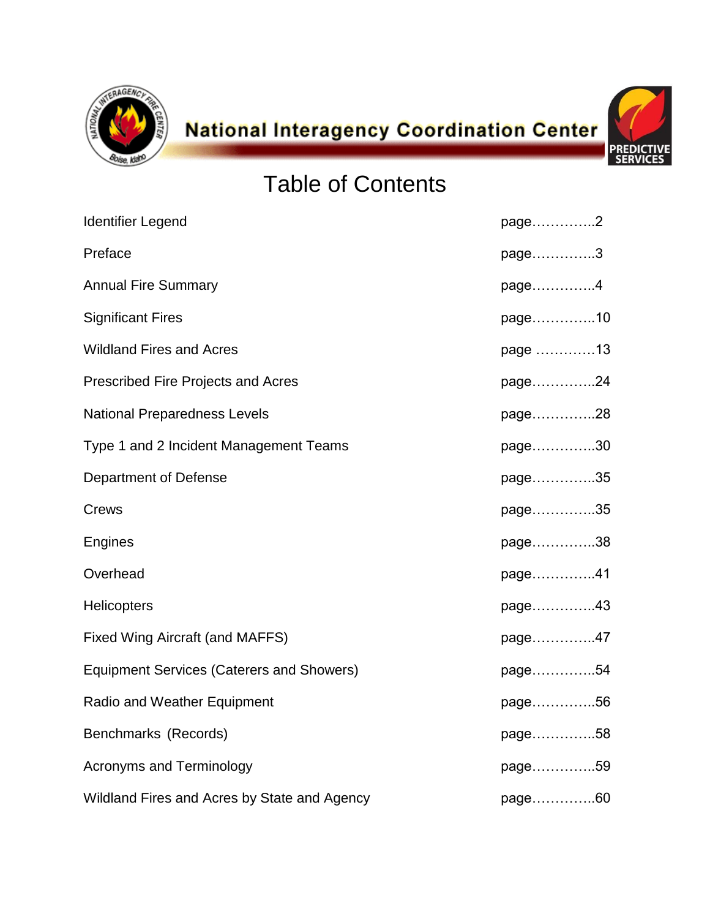National Interagency Coordination Center

# Table of Contents

| | |
|---|---|
| Identifier Legend | page………….2 |
| Preface | page………….3 |
| Annual Fire Summary | page………….4 |
| Significant Fires | page………….10 |
| Wildland Fires and Acres | page ………….13 |
| Prescribed Fire Projects and Acres | page………….24 |
| National Preparedness Levels | page………….28 |
| Type 1 and 2 Incident Management Teams | page………….30 |
| Department of Defense | page………….35 |
| Crews | page………….35 |
| Engines | page………….38 |
| Overhead | page………….41 |
| Helicopters | page………….43 |
| Fixed Wing Aircraft (and MAFFS) | page………….47 |
| Equipment Services (Caterers and Showers) | page………….54 |
| Radio and Weather Equipment | page………….56 |
| Benchmarks (Records) | page………….58 |
| Acronyms and Terminology | page………….59 |
| Wildland Fires and Acres by State and Agency | page………….60 |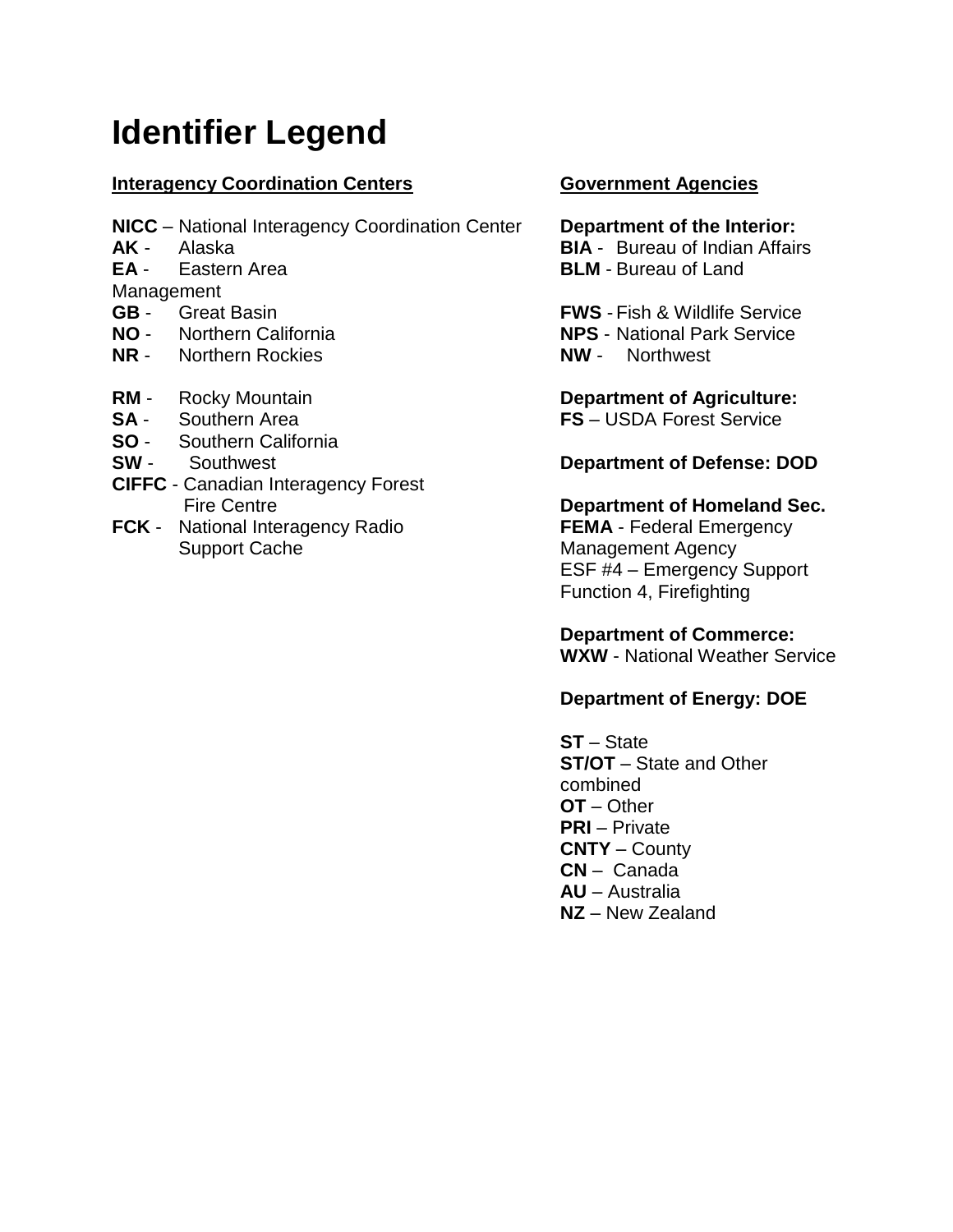# Identifier Legend

**Interagency Coordination Centers**

**NICC** – National Interagency Coordination Center
**AK** - Alaska
**EA** - Eastern Area
**GB** - Great Basin
**NO** - Northern California
**NR** - Northern Rockies
**NW** - Northwest

**RM** - Rocky Mountain
**SA** - Southern Area
**SO** - Southern California
**SW** - Southwest
**CIFFC** - Canadian Interagency Forest Fire Centre
**FCK** - National Interagency Radio Support Cache

**Government Agencies**

**Department of the Interior:**
**BIA** - Bureau of Indian Affairs
**BLM** - Bureau of Land Management
**FWS** - Fish & Wildlife Service
**NPS** - National Park Service

**Department of Agriculture:**
**FS** – USDA Forest Service

**Department of Defense: DOD**

**Department of Homeland Sec.**
**FEMA** - Federal Emergency Management Agency
ESF #4 – Emergency Support Function 4, Firefighting

**Department of Commerce:**
**WXW** - National Weather Service

**Department of Energy: DOE**

**ST** – State
**ST/OT** – State and Other combined
**OT** – Other
**PRI** – Private
**CNTY** – County
**CN** – Canada
**AU** – Australia
**NZ** – New Zealand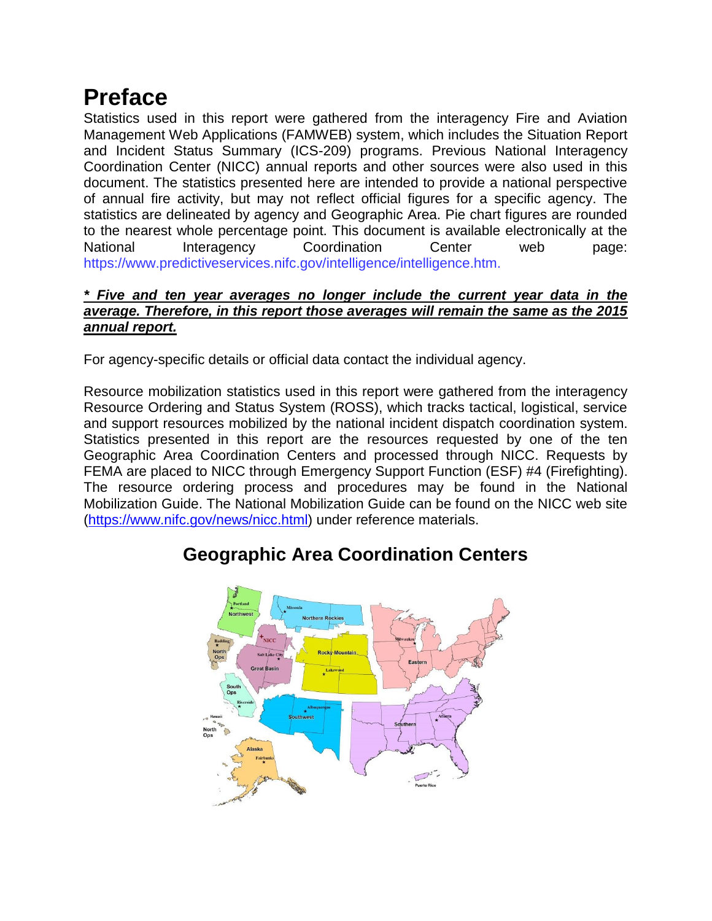# Preface

Statistics used in this report were gathered from the interagency Fire and Aviation Management Web Applications (FAMWEB) system, which includes the Situation Report and Incident Status Summary (ICS-209) programs. Previous National Interagency Coordination Center (NICC) annual reports and other sources were also used in this document. The statistics presented here are intended to provide a national perspective of annual fire activity, but may not reflect official figures for a specific agency. The statistics are delineated by agency and Geographic Area. Pie chart figures are rounded to the nearest whole percentage point. This document is available electronically at the National Interagency Coordination Center web page: https://www.predictiveservices.nifc.gov/intelligence/intelligence.htm.

***\* Five and ten year averages no longer include the current year data in the average. Therefore, in this report those averages will remain the same as the 2015 annual report.***

For agency-specific details or official data contact the individual agency.

Resource mobilization statistics used in this report were gathered from the interagency Resource Ordering and Status System (ROSS), which tracks tactical, logistical, service and support resources mobilized by the national incident dispatch coordination system. Statistics presented in this report are the resources requested by one of the ten Geographic Area Coordination Centers and processed through NICC. Requests by FEMA are placed to NICC through Emergency Support Function (ESF) #4 (Firefighting). The resource ordering process and procedures may be found in the National Mobilization Guide. The National Mobilization Guide can be found on the NICC web site (https://www.nifc.gov/news/nicc.html) under reference materials.

## Geographic Area Coordination Centers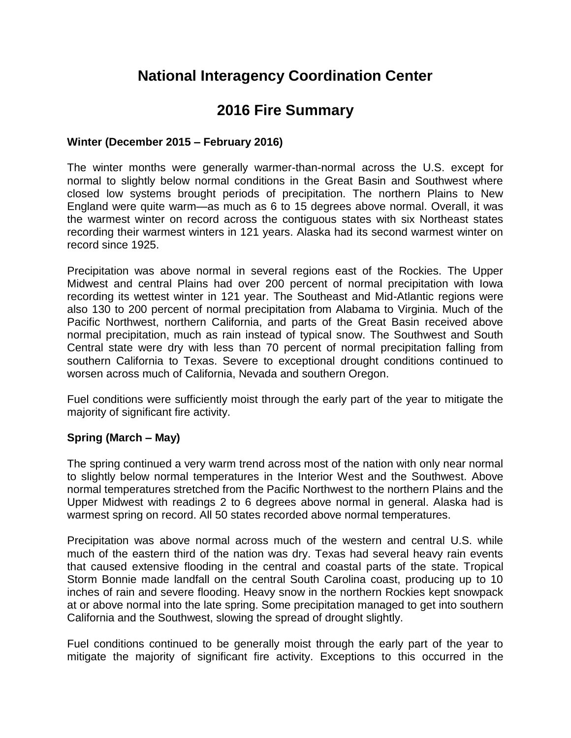# National Interagency Coordination Center

# 2016 Fire Summary

**Winter (December 2015 – February 2016)**

The winter months were generally warmer-than-normal across the U.S. except for normal to slightly below normal conditions in the Great Basin and Southwest where closed low systems brought periods of precipitation. The northern Plains to New England were quite warm—as much as 6 to 15 degrees above normal. Overall, it was the warmest winter on record across the contiguous states with six Northeast states recording their warmest winters in 121 years. Alaska had its second warmest winter on record since 1925.

Precipitation was above normal in several regions east of the Rockies. The Upper Midwest and central Plains had over 200 percent of normal precipitation with Iowa recording its wettest winter in 121 year. The Southeast and Mid-Atlantic regions were also 130 to 200 percent of normal precipitation from Alabama to Virginia. Much of the Pacific Northwest, northern California, and parts of the Great Basin received above normal precipitation, much as rain instead of typical snow. The Southwest and South Central state were dry with less than 70 percent of normal precipitation falling from southern California to Texas. Severe to exceptional drought conditions continued to worsen across much of California, Nevada and southern Oregon.

Fuel conditions were sufficiently moist through the early part of the year to mitigate the majority of significant fire activity.

**Spring (March – May)**

The spring continued a very warm trend across most of the nation with only near normal to slightly below normal temperatures in the Interior West and the Southwest. Above normal temperatures stretched from the Pacific Northwest to the northern Plains and the Upper Midwest with readings 2 to 6 degrees above normal in general. Alaska had is warmest spring on record. All 50 states recorded above normal temperatures.

Precipitation was above normal across much of the western and central U.S. while much of the eastern third of the nation was dry. Texas had several heavy rain events that caused extensive flooding in the central and coastal parts of the state. Tropical Storm Bonnie made landfall on the central South Carolina coast, producing up to 10 inches of rain and severe flooding. Heavy snow in the northern Rockies kept snowpack at or above normal into the late spring. Some precipitation managed to get into southern California and the Southwest, slowing the spread of drought slightly.

Fuel conditions continued to be generally moist through the early part of the year to mitigate the majority of significant fire activity. Exceptions to this occurred in the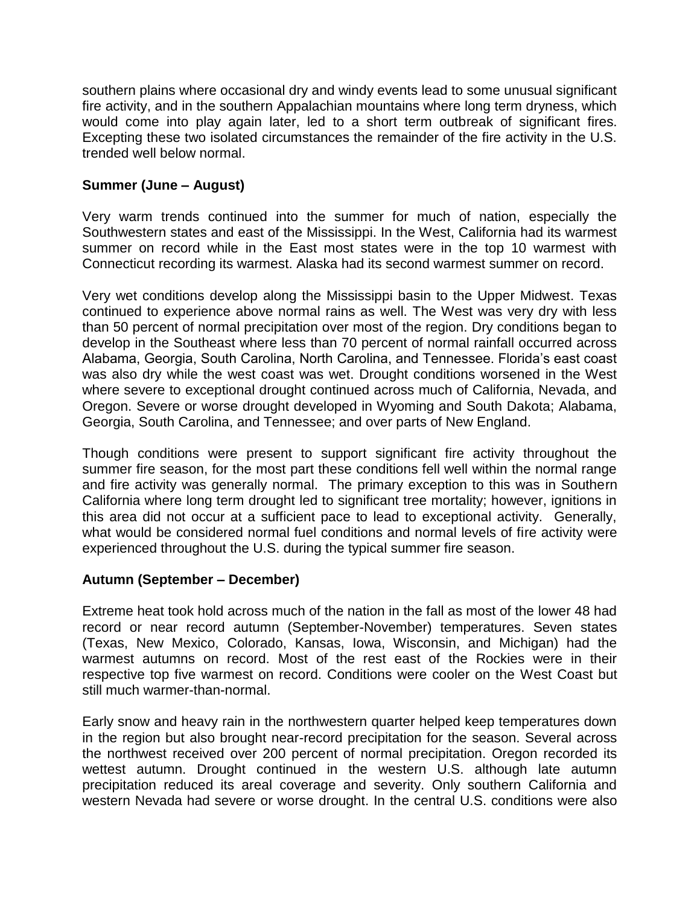southern plains where occasional dry and windy events lead to some unusual significant fire activity, and in the southern Appalachian mountains where long term dryness, which would come into play again later, led to a short term outbreak of significant fires. Excepting these two isolated circumstances the remainder of the fire activity in the U.S. trended well below normal.

**Summer (June – August)**

Very warm trends continued into the summer for much of nation, especially the Southwestern states and east of the Mississippi. In the West, California had its warmest summer on record while in the East most states were in the top 10 warmest with Connecticut recording its warmest. Alaska had its second warmest summer on record.

Very wet conditions develop along the Mississippi basin to the Upper Midwest. Texas continued to experience above normal rains as well. The West was very dry with less than 50 percent of normal precipitation over most of the region. Dry conditions began to develop in the Southeast where less than 70 percent of normal rainfall occurred across Alabama, Georgia, South Carolina, North Carolina, and Tennessee. Florida's east coast was also dry while the west coast was wet. Drought conditions worsened in the West where severe to exceptional drought continued across much of California, Nevada, and Oregon. Severe or worse drought developed in Wyoming and South Dakota; Alabama, Georgia, South Carolina, and Tennessee; and over parts of New England.

Though conditions were present to support significant fire activity throughout the summer fire season, for the most part these conditions fell well within the normal range and fire activity was generally normal. The primary exception to this was in Southern California where long term drought led to significant tree mortality; however, ignitions in this area did not occur at a sufficient pace to lead to exceptional activity. Generally, what would be considered normal fuel conditions and normal levels of fire activity were experienced throughout the U.S. during the typical summer fire season.

**Autumn (September – December)**

Extreme heat took hold across much of the nation in the fall as most of the lower 48 had record or near record autumn (September-November) temperatures. Seven states (Texas, New Mexico, Colorado, Kansas, Iowa, Wisconsin, and Michigan) had the warmest autumns on record. Most of the rest east of the Rockies were in their respective top five warmest on record. Conditions were cooler on the West Coast but still much warmer-than-normal.

Early snow and heavy rain in the northwestern quarter helped keep temperatures down in the region but also brought near-record precipitation for the season. Several across the northwest received over 200 percent of normal precipitation. Oregon recorded its wettest autumn. Drought continued in the western U.S. although late autumn precipitation reduced its areal coverage and severity. Only southern California and western Nevada had severe or worse drought. In the central U.S. conditions were also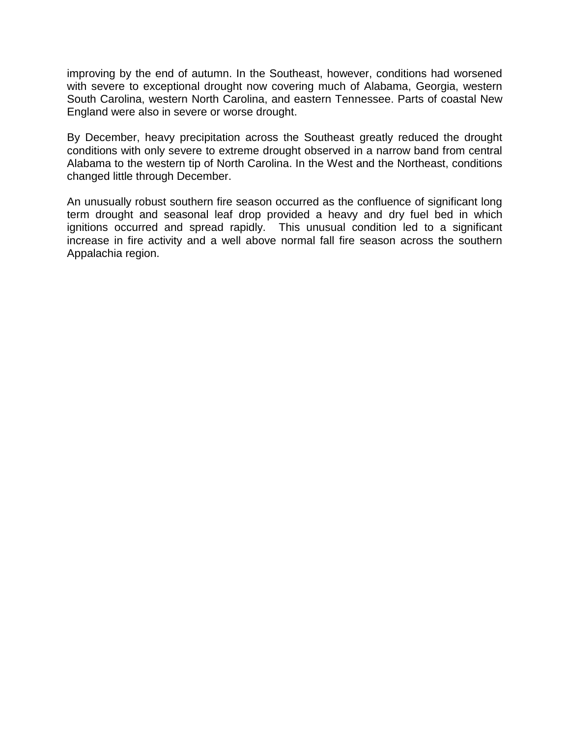improving by the end of autumn. In the Southeast, however, conditions had worsened with severe to exceptional drought now covering much of Alabama, Georgia, western South Carolina, western North Carolina, and eastern Tennessee. Parts of coastal New England were also in severe or worse drought.

By December, heavy precipitation across the Southeast greatly reduced the drought conditions with only severe to extreme drought observed in a narrow band from central Alabama to the western tip of North Carolina. In the West and the Northeast, conditions changed little through December.

An unusually robust southern fire season occurred as the confluence of significant long term drought and seasonal leaf drop provided a heavy and dry fuel bed in which ignitions occurred and spread rapidly. This unusual condition led to a significant increase in fire activity and a well above normal fall fire season across the southern Appalachia region.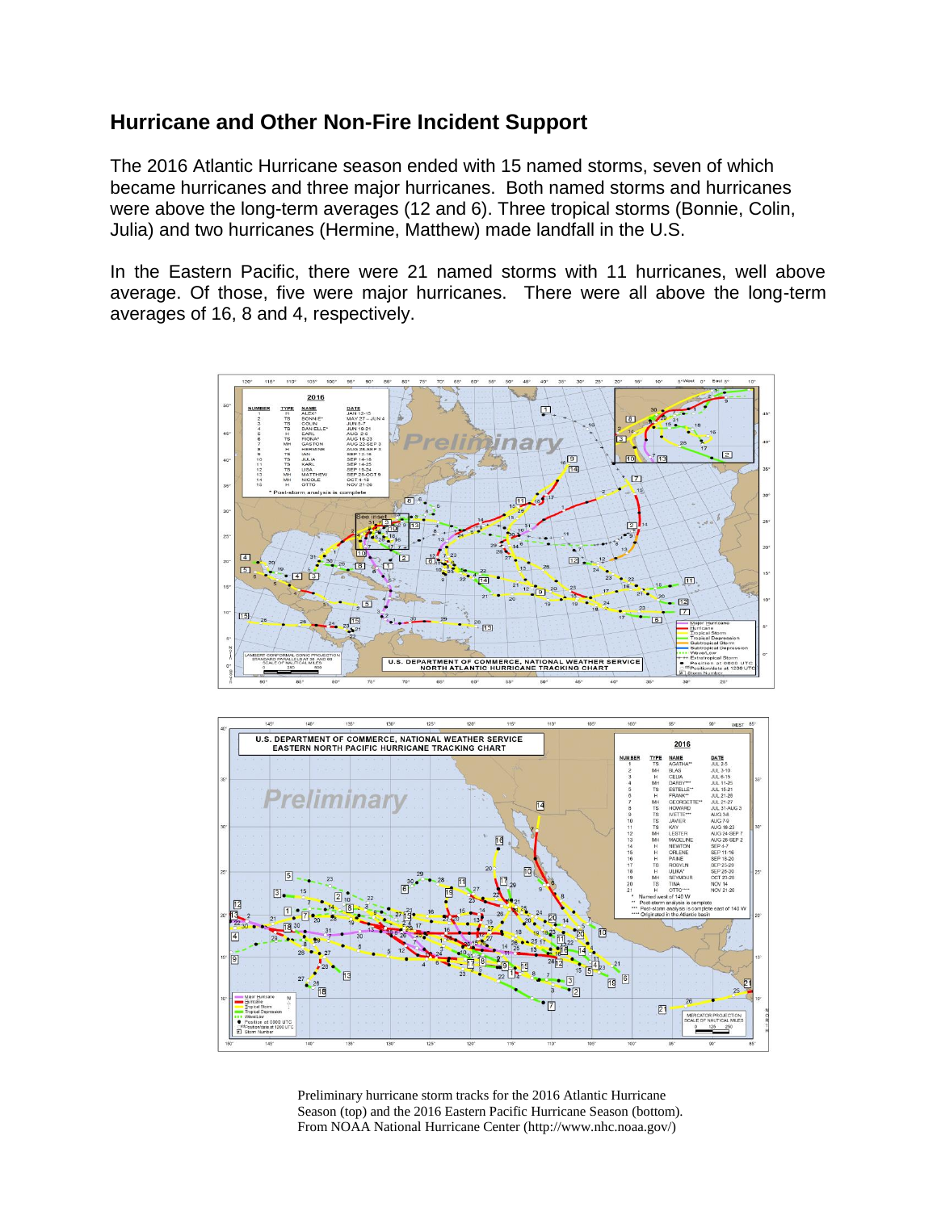## Hurricane and Other Non-Fire Incident Support

The 2016 Atlantic Hurricane season ended with 15 named storms, seven of which became hurricanes and three major hurricanes. Both named storms and hurricanes were above the long-term averages (12 and 6). Three tropical storms (Bonnie, Colin, Julia) and two hurricanes (Hermine, Matthew) made landfall in the U.S.

In the Eastern Pacific, there were 21 named storms with 11 hurricanes, well above average. Of those, five were major hurricanes. There were all above the long-term averages of 16, 8 and 4, respectively.

Preliminary hurricane storm tracks for the 2016 Atlantic Hurricane Season (top) and the 2016 Eastern Pacific Hurricane Season (bottom). From NOAA National Hurricane Center (http://www.nhc.noaa.gov/)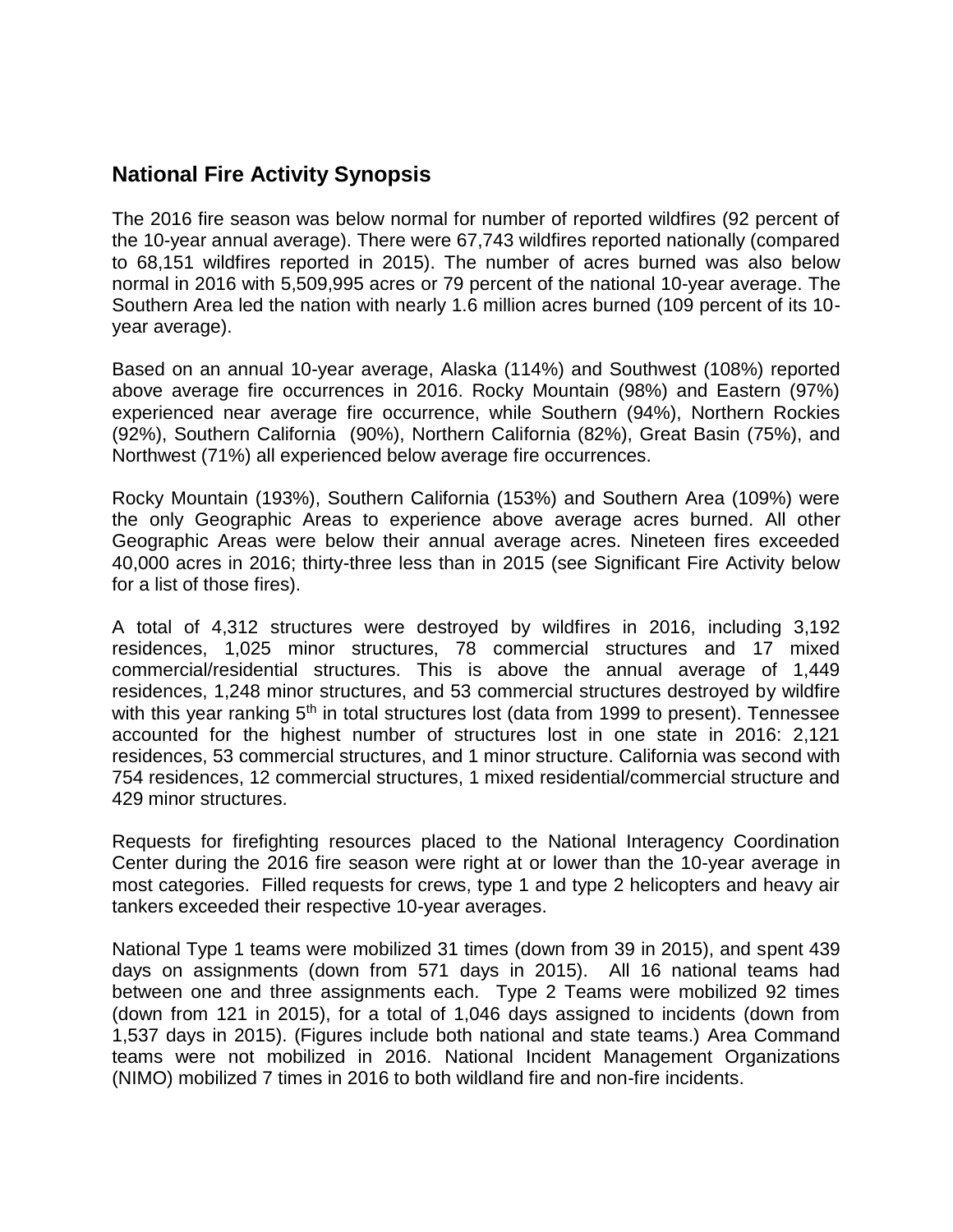## National Fire Activity Synopsis

The 2016 fire season was below normal for number of reported wildfires (92 percent of the 10-year annual average). There were 67,743 wildfires reported nationally (compared to 68,151 wildfires reported in 2015). The number of acres burned was also below normal in 2016 with 5,509,995 acres or 79 percent of the national 10-year average. The Southern Area led the nation with nearly 1.6 million acres burned (109 percent of its 10-year average).

Based on an annual 10-year average, Alaska (114%) and Southwest (108%) reported above average fire occurrences in 2016. Rocky Mountain (98%) and Eastern (97%) experienced near average fire occurrence, while Southern (94%), Northern Rockies (92%), Southern California (90%), Northern California (82%), Great Basin (75%), and Northwest (71%) all experienced below average fire occurrences.

Rocky Mountain (193%), Southern California (153%) and Southern Area (109%) were the only Geographic Areas to experience above average acres burned. All other Geographic Areas were below their annual average acres. Nineteen fires exceeded 40,000 acres in 2016; thirty-three less than in 2015 (see Significant Fire Activity below for a list of those fires).

A total of 4,312 structures were destroyed by wildfires in 2016, including 3,192 residences, 1,025 minor structures, 78 commercial structures and 17 mixed commercial/residential structures. This is above the annual average of 1,449 residences, 1,248 minor structures, and 53 commercial structures destroyed by wildfire with this year ranking 5th in total structures lost (data from 1999 to present). Tennessee accounted for the highest number of structures lost in one state in 2016: 2,121 residences, 53 commercial structures, and 1 minor structure. California was second with 754 residences, 12 commercial structures, 1 mixed residential/commercial structure and 429 minor structures.

Requests for firefighting resources placed to the National Interagency Coordination Center during the 2016 fire season were right at or lower than the 10-year average in most categories. Filled requests for crews, type 1 and type 2 helicopters and heavy air tankers exceeded their respective 10-year averages.

National Type 1 teams were mobilized 31 times (down from 39 in 2015), and spent 439 days on assignments (down from 571 days in 2015). All 16 national teams had between one and three assignments each. Type 2 Teams were mobilized 92 times (down from 121 in 2015), for a total of 1,046 days assigned to incidents (down from 1,537 days in 2015). (Figures include both national and state teams.) Area Command teams were not mobilized in 2016. National Incident Management Organizations (NIMO) mobilized 7 times in 2016 to both wildland fire and non-fire incidents.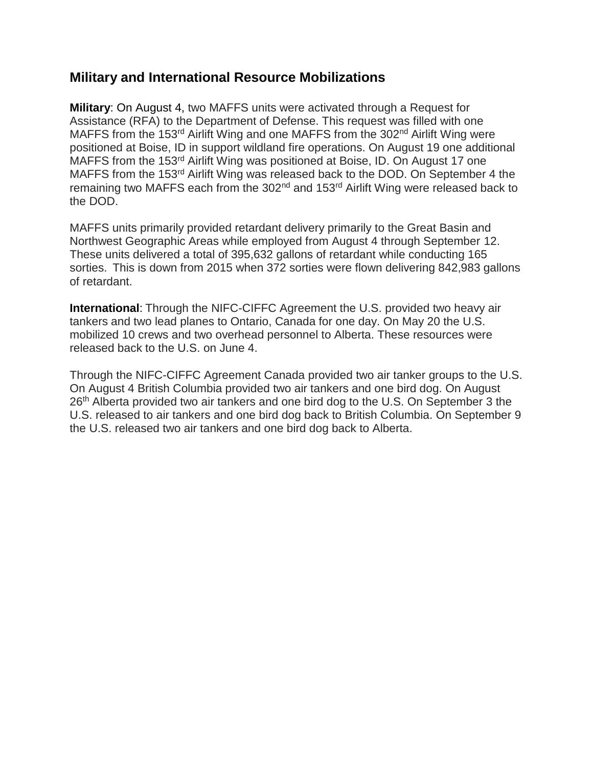## Military and International Resource Mobilizations

**Military**: On August 4, two MAFFS units were activated through a Request for Assistance (RFA) to the Department of Defense. This request was filled with one MAFFS from the 153rd Airlift Wing and one MAFFS from the 302nd Airlift Wing were positioned at Boise, ID in support wildland fire operations. On August 19 one additional MAFFS from the 153rd Airlift Wing was positioned at Boise, ID. On August 17 one MAFFS from the 153rd Airlift Wing was released back to the DOD. On September 4 the remaining two MAFFS each from the 302nd and 153rd Airlift Wing were released back to the DOD.

MAFFS units primarily provided retardant delivery primarily to the Great Basin and Northwest Geographic Areas while employed from August 4 through September 12. These units delivered a total of 395,632 gallons of retardant while conducting 165 sorties. This is down from 2015 when 372 sorties were flown delivering 842,983 gallons of retardant.

**International**: Through the NIFC-CIFFC Agreement the U.S. provided two heavy air tankers and two lead planes to Ontario, Canada for one day. On May 20 the U.S. mobilized 10 crews and two overhead personnel to Alberta. These resources were released back to the U.S. on June 4.

Through the NIFC-CIFFC Agreement Canada provided two air tanker groups to the U.S. On August 4 British Columbia provided two air tankers and one bird dog. On August 26th Alberta provided two air tankers and one bird dog to the U.S. On September 3 the U.S. released to air tankers and one bird dog back to British Columbia. On September 9 the U.S. released two air tankers and one bird dog back to Alberta.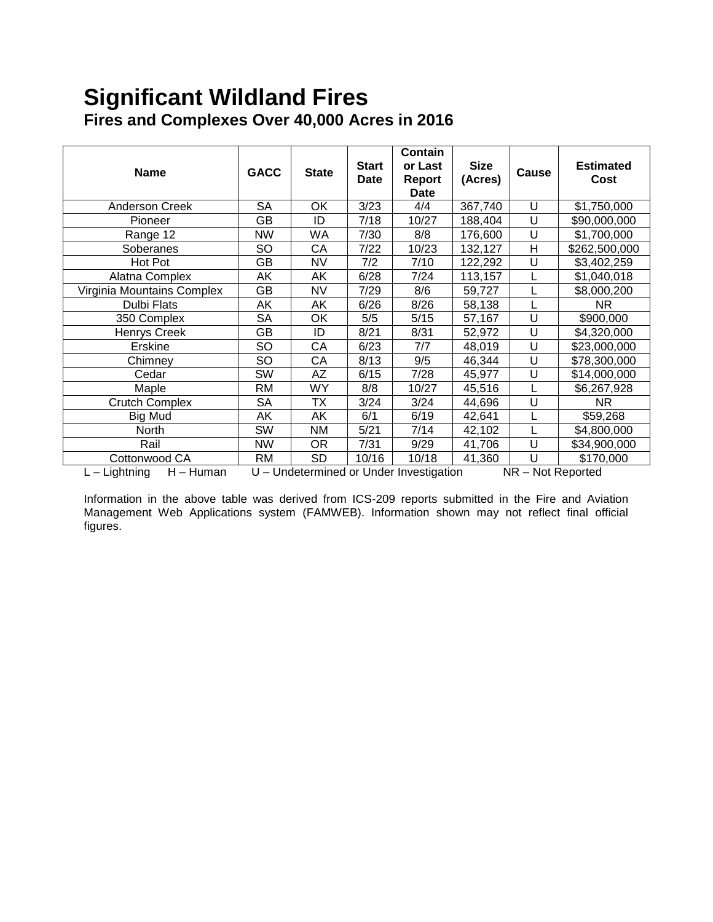# Significant Wildland Fires

## Fires and Complexes Over 40,000 Acres in 2016

| Name | GACC | State | Start Date | Contain or Last Report Date | Size (Acres) | Cause | Estimated Cost |
|---|---|---|---|---|---|---|---|
| Anderson Creek | SA | OK | 3/23 | 4/4 | 367,740 | U | $1,750,000 |
| Pioneer | GB | ID | 7/18 | 10/27 | 188,404 | U | $90,000,000 |
| Range 12 | NW | WA | 7/30 | 8/8 | 176,600 | U | $1,700,000 |
| Soberanes | SO | CA | 7/22 | 10/23 | 132,127 | H | $262,500,000 |
| Hot Pot | GB | NV | 7/2 | 7/10 | 122,292 | U | $3,402,259 |
| Alatna Complex | AK | AK | 6/28 | 7/24 | 113,157 | L | $1,040,018 |
| Virginia Mountains Complex | GB | NV | 7/29 | 8/6 | 59,727 | L | $8,000,200 |
| Dulbi Flats | AK | AK | 6/26 | 8/26 | 58,138 | L | NR |
| 350 Complex | SA | OK | 5/5 | 5/15 | 57,167 | U | $900,000 |
| Henrys Creek | GB | ID | 8/21 | 8/31 | 52,972 | U | $4,320,000 |
| Erskine | SO | CA | 6/23 | 7/7 | 48,019 | U | $23,000,000 |
| Chimney | SO | CA | 8/13 | 9/5 | 46,344 | U | $78,300,000 |
| Cedar | SW | AZ | 6/15 | 7/28 | 45,977 | U | $14,000,000 |
| Maple | RM | WY | 8/8 | 10/27 | 45,516 | L | $6,267,928 |
| Crutch Complex | SA | TX | 3/24 | 3/24 | 44,696 | U | NR |
| Big Mud | AK | AK | 6/1 | 6/19 | 42,641 | L | $59,268 |
| North | SW | NM | 5/21 | 7/14 | 42,102 | L | $4,800,000 |
| Rail | NW | OR | 7/31 | 9/29 | 41,706 | U | $34,900,000 |
| Cottonwood CA | RM | SD | 10/16 | 10/18 | 41,360 | U | $170,000 |

L – Lightning H – Human U – Undetermined or Under Investigation NR – Not Reported

Information in the above table was derived from ICS-209 reports submitted in the Fire and Aviation Management Web Applications system (FAMWEB). Information shown may not reflect final official figures.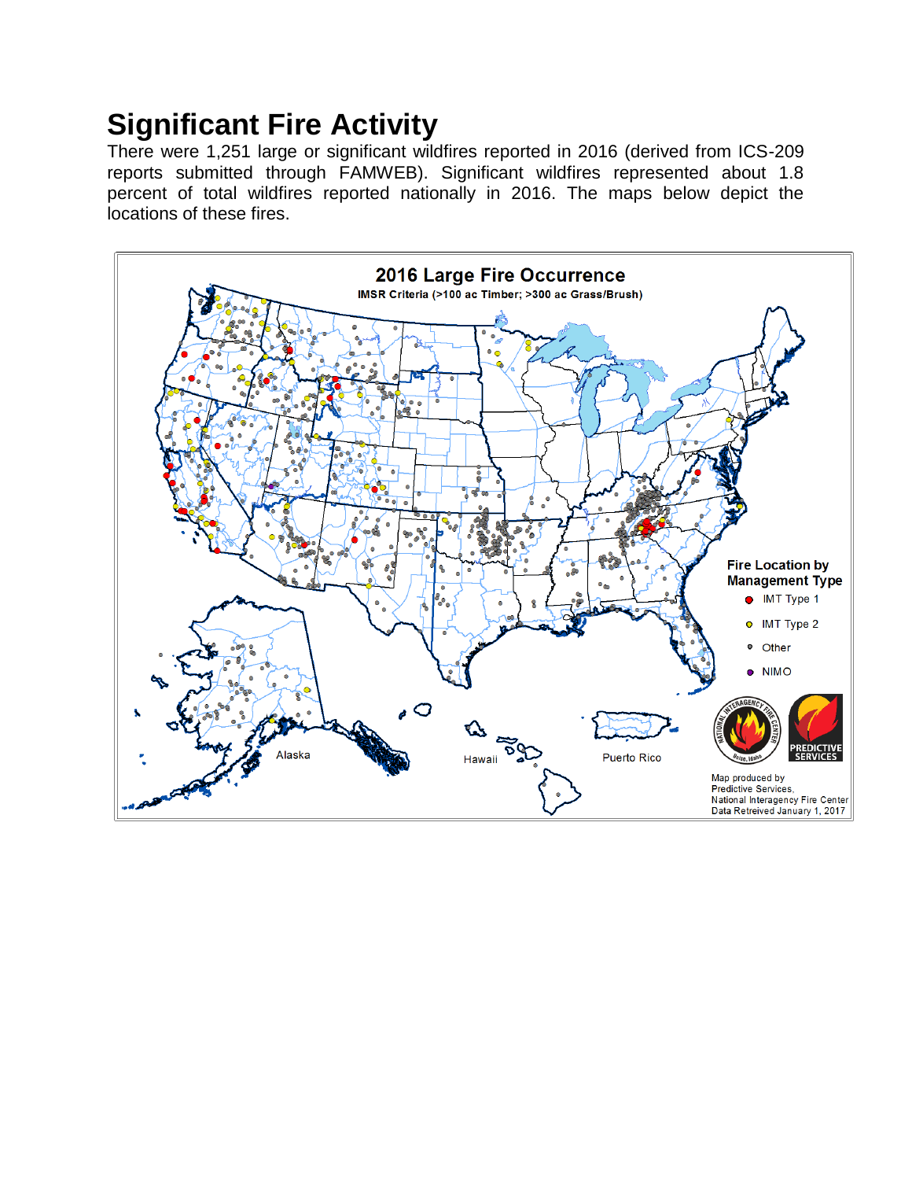# Significant Fire Activity

There were 1,251 large or significant wildfires reported in 2016 (derived from ICS-209 reports submitted through FAMWEB). Significant wildfires represented about 1.8 percent of total wildfires reported nationally in 2016. The maps below depict the locations of these fires.

2016 Large Fire Occurrence

IMSR Criteria (>100 ac Timber; >300 ac Grass/Brush)

Fire Location by Management Type

IMT Type 1

IMT Type 2

Other

NIMO

Alaska

Hawaii

Puerto Rico

Map produced by Predictive Services, National Interagency Fire Center

Data Retreived January 1, 2017